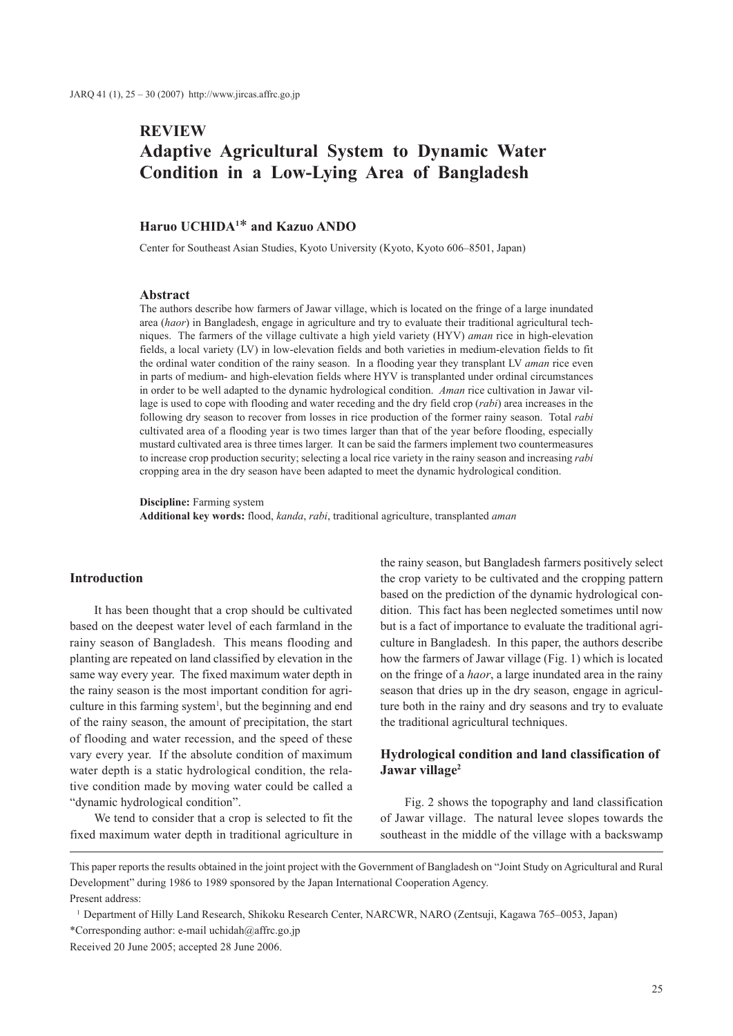**REVIEW**

# Adaptive Agricultural System to Dynamic Water Condition in a Low-Lying Area of Bangladesh

**Haruo UCHIDA[1]* and Kazuo ANDO**

Center for Southeast Asian Studies, Kyoto University (Kyoto, Kyoto 606–8501, Japan)

### Abstract

The authors describe how farmers of Jawar village, which is located on the fringe of a large inundated area (*haor*) in Bangladesh, engage in agriculture and try to evaluate their traditional agricultural techniques. The farmers of the village cultivate a high yield variety (HYV) *aman* rice in high-elevation fields, a local variety (LV) in low-elevation fields and both varieties in medium-elevation fields to fit the ordinal water condition of the rainy season. In a flooding year they transplant LV *aman* rice even in parts of medium- and high-elevation fields where HYV is transplanted under ordinal circumstances in order to be well adapted to the dynamic hydrological condition. *Aman* rice cultivation in Jawar village is used to cope with flooding and water receding and the dry field crop (*rabi*) area increases in the following dry season to recover from losses in rice production of the former rainy season. Total *rabi* cultivated area of a flooding year is two times larger than that of the year before flooding, especially mustard cultivated area is three times larger. It can be said the farmers implement two countermeasures to increase crop production security; selecting a local rice variety in the rainy season and increasing *rabi* cropping area in the dry season have been adapted to meet the dynamic hydrological condition.

**Discipline:** Farming system
**Additional key words:** flood, *kanda*, *rabi*, traditional agriculture, transplanted *aman*

## Introduction

It has been thought that a crop should be cultivated based on the deepest water level of each farmland in the rainy season of Bangladesh. This means flooding and planting are repeated on land classified by elevation in the same way every year. The fixed maximum water depth in the rainy season is the most important condition for agriculture in this farming system[1], but the beginning and end of the rainy season, the amount of precipitation, the start of flooding and water recession, and the speed of these vary every year. If the absolute condition of maximum water depth is a static hydrological condition, the relative condition made by moving water could be called a "dynamic hydrological condition".

We tend to consider that a crop is selected to fit the fixed maximum water depth in traditional agriculture in the rainy season, but Bangladesh farmers positively select the crop variety to be cultivated and the cropping pattern based on the prediction of the dynamic hydrological condition. This fact has been neglected sometimes until now but is a fact of importance to evaluate the traditional agriculture in Bangladesh. In this paper, the authors describe how the farmers of Jawar village (Fig. 1) which is located on the fringe of a *haor*, a large inundated area in the rainy season that dries up in the dry season, engage in agriculture both in the rainy and dry seasons and try to evaluate the traditional agricultural techniques.

## Hydrological condition and land classification of Jawar village[2]

Fig. 2 shows the topography and land classification of Jawar village. The natural levee slopes towards the southeast in the middle of the village with a backswamp

---

This paper reports the results obtained in the joint project with the Government of Bangladesh on "Joint Study on Agricultural and Rural Development" during 1986 to 1989 sponsored by the Japan International Cooperation Agency.

Present address:

[1] Department of Hilly Land Research, Shikoku Research Center, NARCWR, NARO (Zentsuji, Kagawa 765–0053, Japan)

*Corresponding author: e-mail uchidah@affrc.go.jp

Received 20 June 2005; accepted 28 June 2006.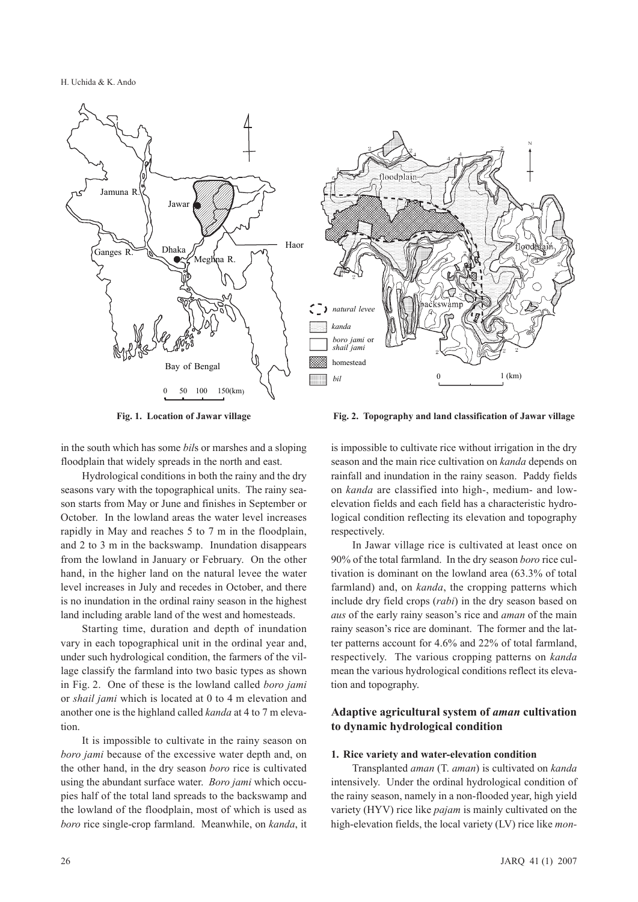Fig. 1. Location of Jawar village

Fig. 2. Topography and land classification of Jawar village

in the south which has some *bil*s or marshes and a sloping floodplain that widely spreads in the north and east.

Hydrological conditions in both the rainy and the dry seasons vary with the topographical units. The rainy season starts from May or June and finishes in September or October. In the lowland areas the water level increases rapidly in May and reaches 5 to 7 m in the floodplain, and 2 to 3 m in the backswamp. Inundation disappears from the lowland in January or February. On the other hand, in the higher land on the natural levee the water level increases in July and recedes in October, and there is no inundation in the ordinal rainy season in the highest land including arable land of the west and homesteads.

Starting time, duration and depth of inundation vary in each topographical unit in the ordinal year and, under such hydrological condition, the farmers of the village classify the farmland into two basic types as shown in Fig. 2. One of these is the lowland called *boro jami* or *shail jami* which is located at 0 to 4 m elevation and another one is the highland called *kanda* at 4 to 7 m elevation.

It is impossible to cultivate in the rainy season on *boro jami* because of the excessive water depth and, on the other hand, in the dry season *boro* rice is cultivated using the abundant surface water. *Boro jami* which occupies half of the total land spreads to the backswamp and the lowland of the floodplain, most of which is used as *boro* rice single-crop farmland. Meanwhile, on *kanda*, it is impossible to cultivate rice without irrigation in the dry season and the main rice cultivation on *kanda* depends on rainfall and inundation in the rainy season. Paddy fields on *kanda* are classified into high-, medium- and low-elevation fields and each field has a characteristic hydrological condition reflecting its elevation and topography respectively.

In Jawar village rice is cultivated at least once on 90% of the total farmland. In the dry season *boro* rice cultivation is dominant on the lowland area (63.3% of total farmland) and, on *kanda*, the cropping patterns which include dry field crops (*rabi*) in the dry season based on *aus* of the early rainy season's rice and *aman* of the main rainy season's rice are dominant. The former and the latter patterns account for 4.6% and 22% of total farmland, respectively. The various cropping patterns on *kanda* mean the various hydrological conditions reflect its elevation and topography.

## Adaptive agricultural system of *aman* cultivation to dynamic hydrological condition

### 1. Rice variety and water-elevation condition

Transplanted *aman* (T. *aman*) is cultivated on *kanda* intensively. Under the ordinal hydrological condition of the rainy season, namely in a non-flooded year, high yield variety (HYV) rice like *pajam* is mainly cultivated on the high-elevation fields, the local variety (LV) rice like *mon-*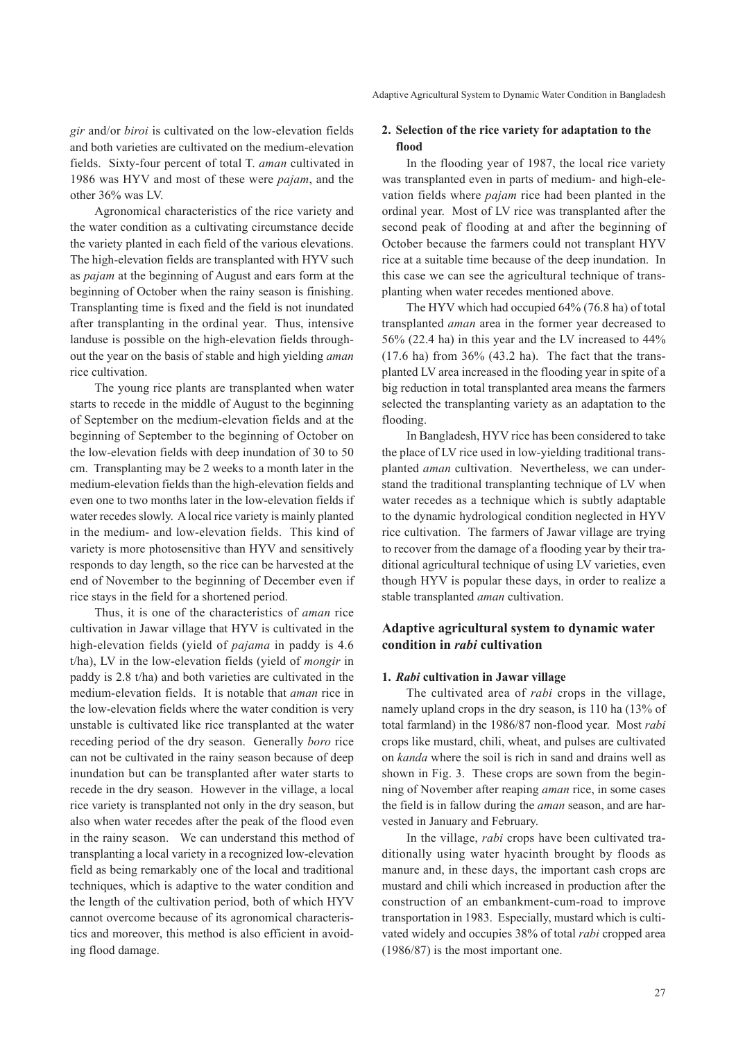*gir* and/or *biroi* is cultivated on the low-elevation fields and both varieties are cultivated on the medium-elevation fields. Sixty-four percent of total T. *aman* cultivated in 1986 was HYV and most of these were *pajam*, and the other 36% was LV.

Agronomical characteristics of the rice variety and the water condition as a cultivating circumstance decide the variety planted in each field of the various elevations. The high-elevation fields are transplanted with HYV such as *pajam* at the beginning of August and ears form at the beginning of October when the rainy season is finishing. Transplanting time is fixed and the field is not inundated after transplanting in the ordinal year. Thus, intensive landuse is possible on the high-elevation fields throughout the year on the basis of stable and high yielding *aman* rice cultivation.

The young rice plants are transplanted when water starts to recede in the middle of August to the beginning of September on the medium-elevation fields and at the beginning of September to the beginning of October on the low-elevation fields with deep inundation of 30 to 50 cm. Transplanting may be 2 weeks to a month later in the medium-elevation fields than the high-elevation fields and even one to two months later in the low-elevation fields if water recedes slowly. A local rice variety is mainly planted in the medium- and low-elevation fields. This kind of variety is more photosensitive than HYV and sensitively responds to day length, so the rice can be harvested at the end of November to the beginning of December even if rice stays in the field for a shortened period.

Thus, it is one of the characteristics of *aman* rice cultivation in Jawar village that HYV is cultivated in the high-elevation fields (yield of *pajama* in paddy is 4.6 t/ha), LV in the low-elevation fields (yield of *mongir* in paddy is 2.8 t/ha) and both varieties are cultivated in the medium-elevation fields. It is notable that *aman* rice in the low-elevation fields where the water condition is very unstable is cultivated like rice transplanted at the water receding period of the dry season. Generally *boro* rice can not be cultivated in the rainy season because of deep inundation but can be transplanted after water starts to recede in the dry season. However in the village, a local rice variety is transplanted not only in the dry season, but also when water recedes after the peak of the flood even in the rainy season. We can understand this method of transplanting a local variety in a recognized low-elevation field as being remarkably one of the local and traditional techniques, which is adaptive to the water condition and the length of the cultivation period, both of which HYV cannot overcome because of its agronomical characteristics and moreover, this method is also efficient in avoiding flood damage.

**2. Selection of the rice variety for adaptation to the flood**

In the flooding year of 1987, the local rice variety was transplanted even in parts of medium- and high-elevation fields where *pajam* rice had been planted in the ordinal year. Most of LV rice was transplanted after the second peak of flooding at and after the beginning of October because the farmers could not transplant HYV rice at a suitable time because of the deep inundation. In this case we can see the agricultural technique of transplanting when water recedes mentioned above.

The HYV which had occupied 64% (76.8 ha) of total transplanted *aman* area in the former year decreased to 56% (22.4 ha) in this year and the LV increased to 44% (17.6 ha) from 36% (43.2 ha). The fact that the transplanted LV area increased in the flooding year in spite of a big reduction in total transplanted area means the farmers selected the transplanting variety as an adaptation to the flooding.

In Bangladesh, HYV rice has been considered to take the place of LV rice used in low-yielding traditional transplanted *aman* cultivation. Nevertheless, we can understand the traditional transplanting technique of LV when water recedes as a technique which is subtly adaptable to the dynamic hydrological condition neglected in HYV rice cultivation. The farmers of Jawar village are trying to recover from the damage of a flooding year by their traditional agricultural technique of using LV varieties, even though HYV is popular these days, in order to realize a stable transplanted *aman* cultivation.

## Adaptive agricultural system to dynamic water condition in *rabi* cultivation

**1. *Rabi* cultivation in Jawar village**

The cultivated area of *rabi* crops in the village, namely upland crops in the dry season, is 110 ha (13% of total farmland) in the 1986/87 non-flood year. Most *rabi* crops like mustard, chili, wheat, and pulses are cultivated on *kanda* where the soil is rich in sand and drains well as shown in Fig. 3. These crops are sown from the beginning of November after reaping *aman* rice, in some cases the field is in fallow during the *aman* season, and are harvested in January and February.

In the village, *rabi* crops have been cultivated traditionally using water hyacinth brought by floods as manure and, in these days, the important cash crops are mustard and chili which increased in production after the construction of an embankment-cum-road to improve transportation in 1983. Especially, mustard which is cultivated widely and occupies 38% of total *rabi* cropped area (1986/87) is the most important one.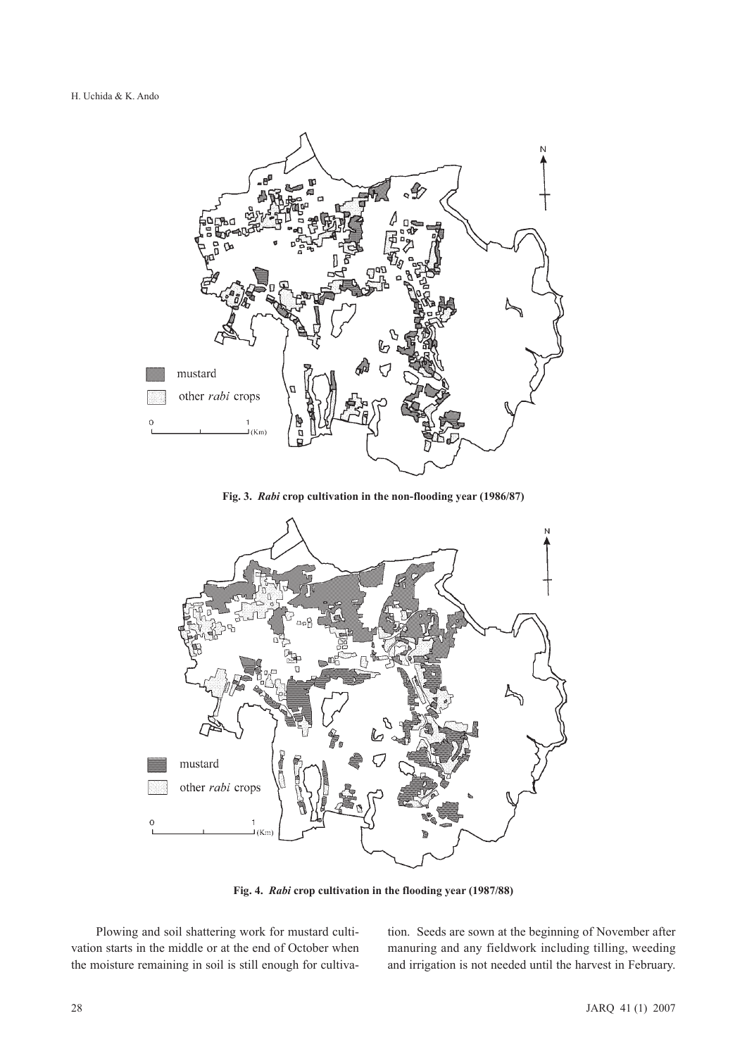**Fig. 3. *Rabi* crop cultivation in the non-flooding year (1986/87)**

**Fig. 4. *Rabi* crop cultivation in the flooding year (1987/88)**

Plowing and soil shattering work for mustard cultivation starts in the middle or at the end of October when the moisture remaining in soil is still enough for cultivation. Seeds are sown at the beginning of November after manuring and any fieldwork including tilling, weeding and irrigation is not needed until the harvest in February.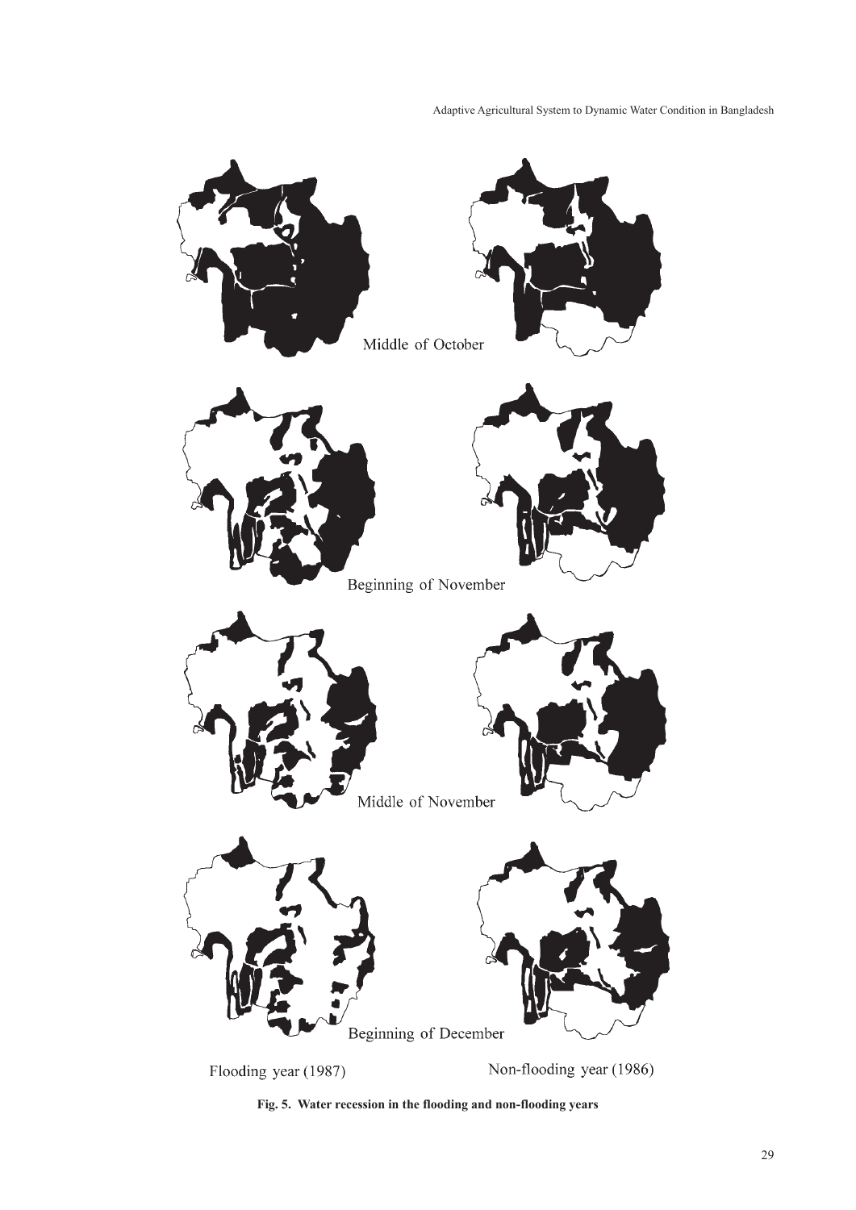Middle of October

Beginning of November

Middle of November

Beginning of December

Flooding year (1987)

Non-flooding year (1986)

**Fig. 5. Water recession in the flooding and non-flooding years**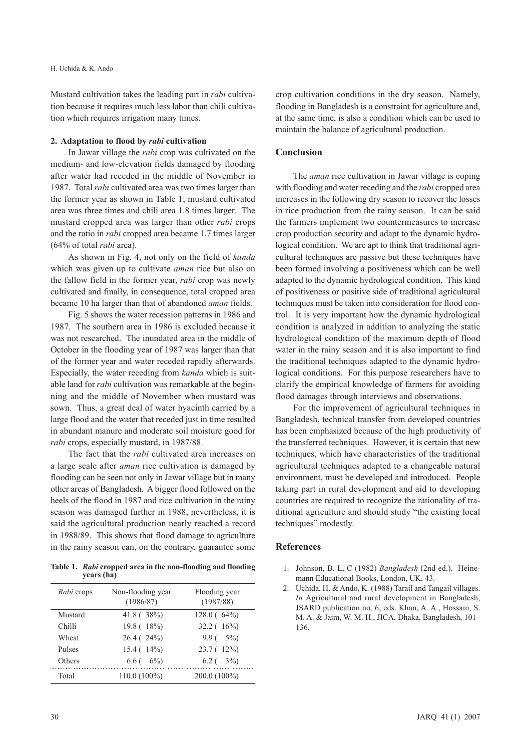Mustard cultivation takes the leading part in *rabi* cultivation because it requires much less labor than chili cultivation which requires irrigation many times.

### 2. Adaptation to flood by *rabi* cultivation

In Jawar village the *rabi* crop was cultivated on the medium- and low-elevation fields damaged by flooding after water had receded in the middle of November in 1987. Total *rabi* cultivated area was two times larger than the former year as shown in Table 1; mustard cultivated area was three times and chili area 1.8 times larger. The mustard cropped area was larger than other *rabi* crops and the ratio in *rabi* cropped area became 1.7 times larger (64% of total *rabi* area).

As shown in Fig. 4, not only on the field of *kanda* which was given up to cultivate *aman* rice but also on the fallow field in the former year, *rabi* crop was newly cultivated and finally, in consequence, total cropped area became 10 ha larger than that of abandoned *aman* fields.

Fig. 5 shows the water recession patterns in 1986 and 1987. The southern area in 1986 is excluded because it was not researched. The inundated area in the middle of October in the flooding year of 1987 was larger than that of the former year and water receded rapidly afterwards. Especially, the water receding from *kanda* which is suitable land for *rabi* cultivation was remarkable at the beginning and the middle of November when mustard was sown. Thus, a great deal of water hyacinth carried by a large flood and the water that receded just in time resulted in abundant manure and moderate soil moisture good for *rabi* crops, especially mustard, in 1987/88.

The fact that the *rabi* cultivated area increases on a large scale after *aman* rice cultivation is damaged by flooding can be seen not only in Jawar village but in many other areas of Bangladesh. A bigger flood followed on the heels of the flood in 1987 and rice cultivation in the rainy season was damaged further in 1988, nevertheless, it is said the agricultural production nearly reached a record in 1988/89. This shows that flood damage to agriculture in the rainy season can, on the contrary, guarantee some crop cultivation conditions in the dry season. Namely, flooding in Bangladesh is a constraint for agriculture and, at the same time, is also a condition which can be used to maintain the balance of agricultural production.

**Table 1. *Rabi* cropped area in the non-flooding and flooding years (ha)**

| *Rabi* crops | Non-flooding year (1986/87) | Flooding year (1987/88) |
|---|---|---|
| Mustard | 41.8 ( 38%) | 128.0 ( 64%) |
| Chilli | 19.8 ( 18%) | 32.2 ( 16%) |
| Wheat | 26.4 ( 24%) | 9.9 ( 5%) |
| Pulses | 15.4 ( 14%) | 23.7 ( 12%) |
| Others | 6.6 ( 6%) | 6.2 ( 3%) |
| Total | 110.0 (100%) | 200.0 (100%) |

## Conclusion

The *aman* rice cultivation in Jawar village is coping with flooding and water receding and the *rabi* cropped area increases in the following dry season to recover the losses in rice production from the rainy season. It can be said the farmers implement two countermeasures to increase crop production security and adapt to the dynamic hydrological condition. We are apt to think that traditional agricultural techniques are passive but these techniques have been formed involving a positiveness which can be well adapted to the dynamic hydrological condition. This kind of positiveness or positive side of traditional agricultural techniques must be taken into consideration for flood control. It is very important how the dynamic hydrological condition is analyzed in addition to analyzing the static hydrological condition of the maximum depth of flood water in the rainy season and it is also important to find the traditional techniques adapted to the dynamic hydrological conditions. For this purpose researchers have to clarify the empirical knowledge of farmers for avoiding flood damages through interviews and observations.

For the improvement of agricultural techniques in Bangladesh, technical transfer from developed countries has been emphasized because of the high productivity of the transferred techniques. However, it is certain that new techniques, which have characteristics of the traditional agricultural techniques adapted to a changeable natural environment, must be developed and introduced. People taking part in rural development and aid to developing countries are required to recognize the rationality of traditional agriculture and should study "the existing local techniques" modestly.

## References

1. Johnson, B. L. C (1982) *Bangladesh* (2nd ed.). Heinemann Educational Books, London, UK, 43.
2. Uchida, H. & Ando, K. (1988) Tarail and Tangail villages. *In* Agricultural and rural development in Bangladesh, JSARD publication no. 6, eds. Khan, A. A., Hossain, S. M. A. & Jaim, W. M. H., JICA, Dhaka, Bangladesh, 101–136.